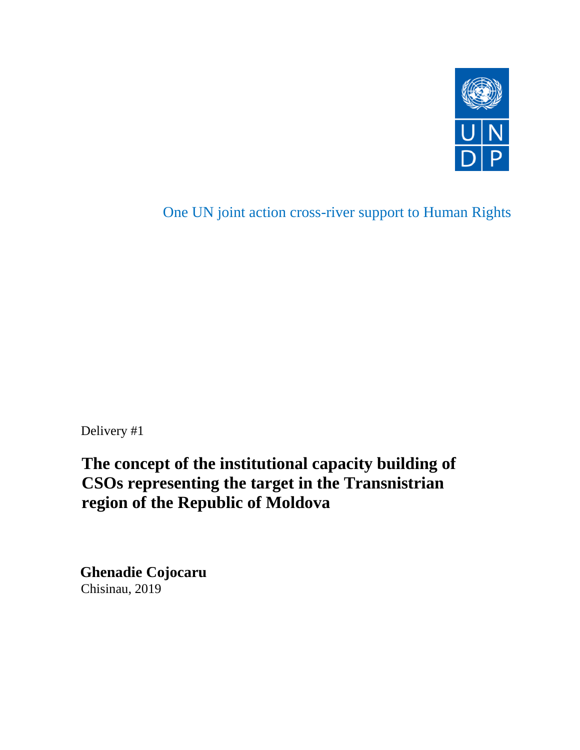One UN joint action cross-river support to Human Rights

Delivery #1

# The concept of the institutional capacity building of CSOs representing the target in the Transnistrian region of the Republic of Moldova

**Ghenadie Cojocaru**
Chisinau, 2019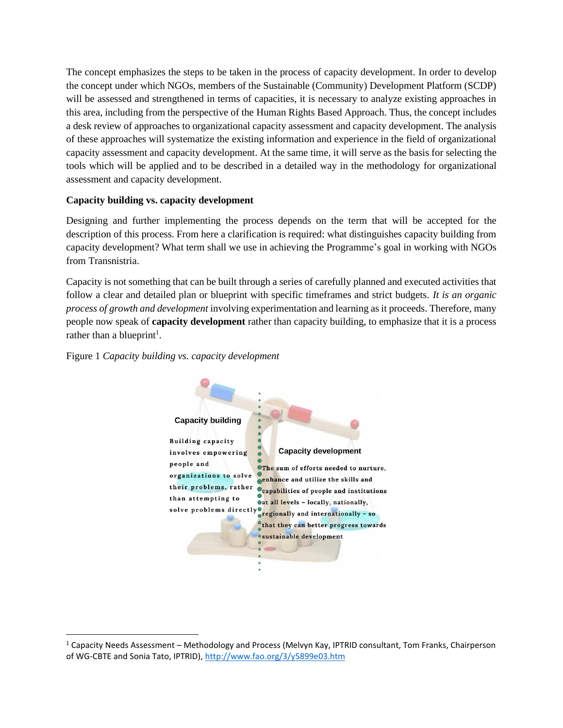The concept emphasizes the steps to be taken in the process of capacity development. In order to develop the concept under which NGOs, members of the Sustainable (Community) Development Platform (SCDP) will be assessed and strengthened in terms of capacities, it is necessary to analyze existing approaches in this area, including from the perspective of the Human Rights Based Approach. Thus, the concept includes a desk review of approaches to organizational capacity assessment and capacity development. The analysis of these approaches will systematize the existing information and experience in the field of organizational capacity assessment and capacity development. At the same time, it will serve as the basis for selecting the tools which will be applied and to be described in a detailed way in the methodology for organizational assessment and capacity development.

**Capacity building vs. capacity development**

Designing and further implementing the process depends on the term that will be accepted for the description of this process. From here a clarification is required: what distinguishes capacity building from capacity development? What term shall we use in achieving the Programme's goal in working with NGOs from Transnistria.

Capacity is not something that can be built through a series of carefully planned and executed activities that follow a clear and detailed plan or blueprint with specific timeframes and strict budgets. *It is an organic process of growth and development* involving experimentation and learning as it proceeds. Therefore, many people now speak of **capacity development** rather than capacity building, to emphasize that it is a process rather than a blueprint[1].

Figure 1 *Capacity building vs. capacity development*

**Capacity building**

Building capacity involves empowering people and organizations to solve their problems, rather than attempting to solve problems directly

**Capacity development**

The sum of efforts needed to nurture, enhance and utilize the skills and capabilities of people and institutions at all levels – locally, nationally, regionally and internationally – so that they can better progress towards sustainable development

---

[1] Capacity Needs Assessment – Methodology and Process (Melvyn Kay, IPTRID consultant, Tom Franks, Chairperson of WG-CBTE and Sonia Tato, IPTRID), http://www.fao.org/3/y5899e03.htm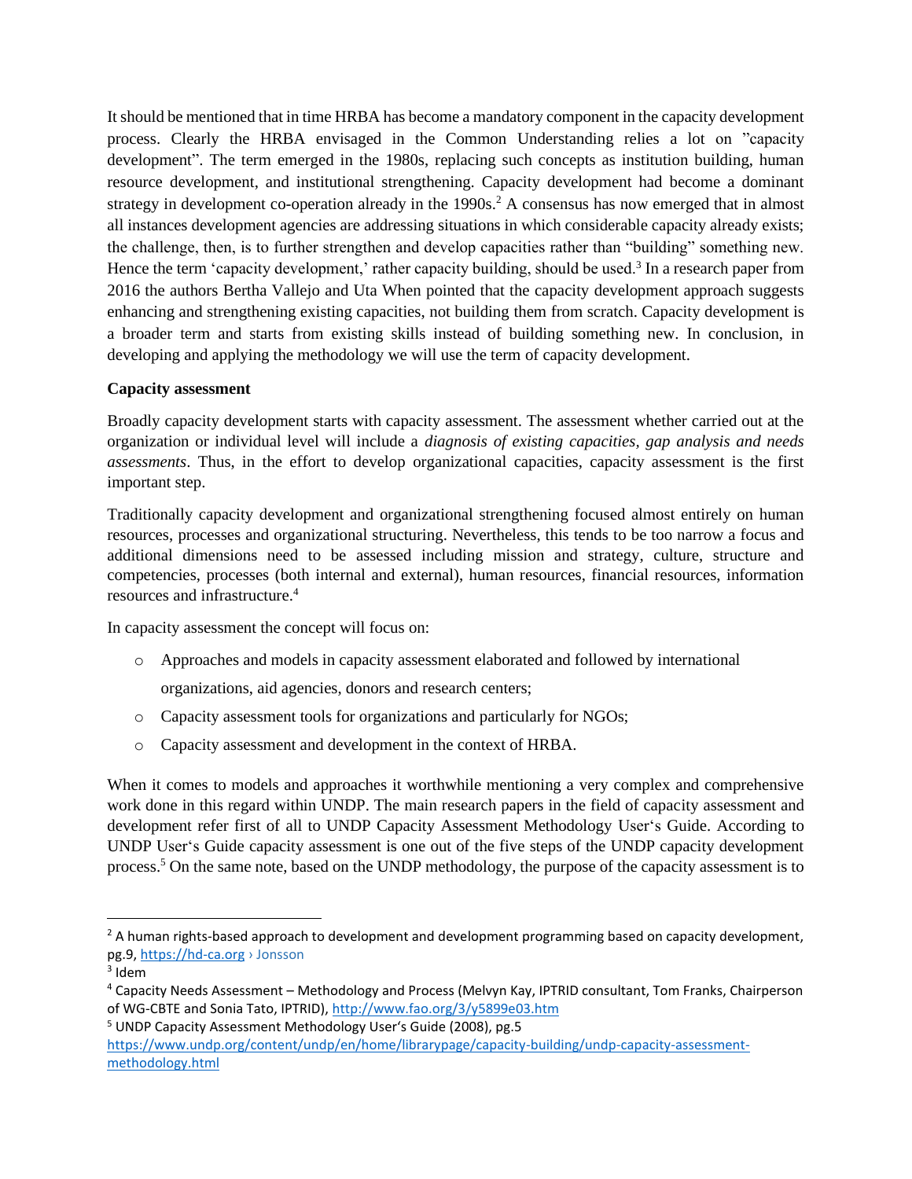It should be mentioned that in time HRBA has become a mandatory component in the capacity development process. Clearly the HRBA envisaged in the Common Understanding relies a lot on "capacity development". The term emerged in the 1980s, replacing such concepts as institution building, human resource development, and institutional strengthening. Capacity development had become a dominant strategy in development co-operation already in the 1990s.[2] A consensus has now emerged that in almost all instances development agencies are addressing situations in which considerable capacity already exists; the challenge, then, is to further strengthen and develop capacities rather than "building" something new. Hence the term 'capacity development,' rather capacity building, should be used.[3] In a research paper from 2016 the authors Bertha Vallejo and Uta When pointed that the capacity development approach suggests enhancing and strengthening existing capacities, not building them from scratch. Capacity development is a broader term and starts from existing skills instead of building something new. In conclusion, in developing and applying the methodology we will use the term of capacity development.

**Capacity assessment**

Broadly capacity development starts with capacity assessment. The assessment whether carried out at the organization or individual level will include a *diagnosis of existing capacities, gap analysis and needs assessments*. Thus, in the effort to develop organizational capacities, capacity assessment is the first important step.

Traditionally capacity development and organizational strengthening focused almost entirely on human resources, processes and organizational structuring. Nevertheless, this tends to be too narrow a focus and additional dimensions need to be assessed including mission and strategy, culture, structure and competencies, processes (both internal and external), human resources, financial resources, information resources and infrastructure.[4]

In capacity assessment the concept will focus on:

- Approaches and models in capacity assessment elaborated and followed by international organizations, aid agencies, donors and research centers;
- Capacity assessment tools for organizations and particularly for NGOs;
- Capacity assessment and development in the context of HRBA.

When it comes to models and approaches it worthwhile mentioning a very complex and comprehensive work done in this regard within UNDP. The main research papers in the field of capacity assessment and development refer first of all to UNDP Capacity Assessment Methodology User's Guide. According to UNDP User's Guide capacity assessment is one out of the five steps of the UNDP capacity development process.[5] On the same note, based on the UNDP methodology, the purpose of the capacity assessment is to

---

[2] A human rights-based approach to development and development programming based on capacity development, pg.9, https://hd-ca.org › Jonsson

[3] Idem

[4] Capacity Needs Assessment – Methodology and Process (Melvyn Kay, IPTRID consultant, Tom Franks, Chairperson of WG-CBTE and Sonia Tato, IPTRID), http://www.fao.org/3/y5899e03.htm

[5] UNDP Capacity Assessment Methodology User's Guide (2008), pg.5 https://www.undp.org/content/undp/en/home/librarypage/capacity-building/undp-capacity-assessment-methodology.html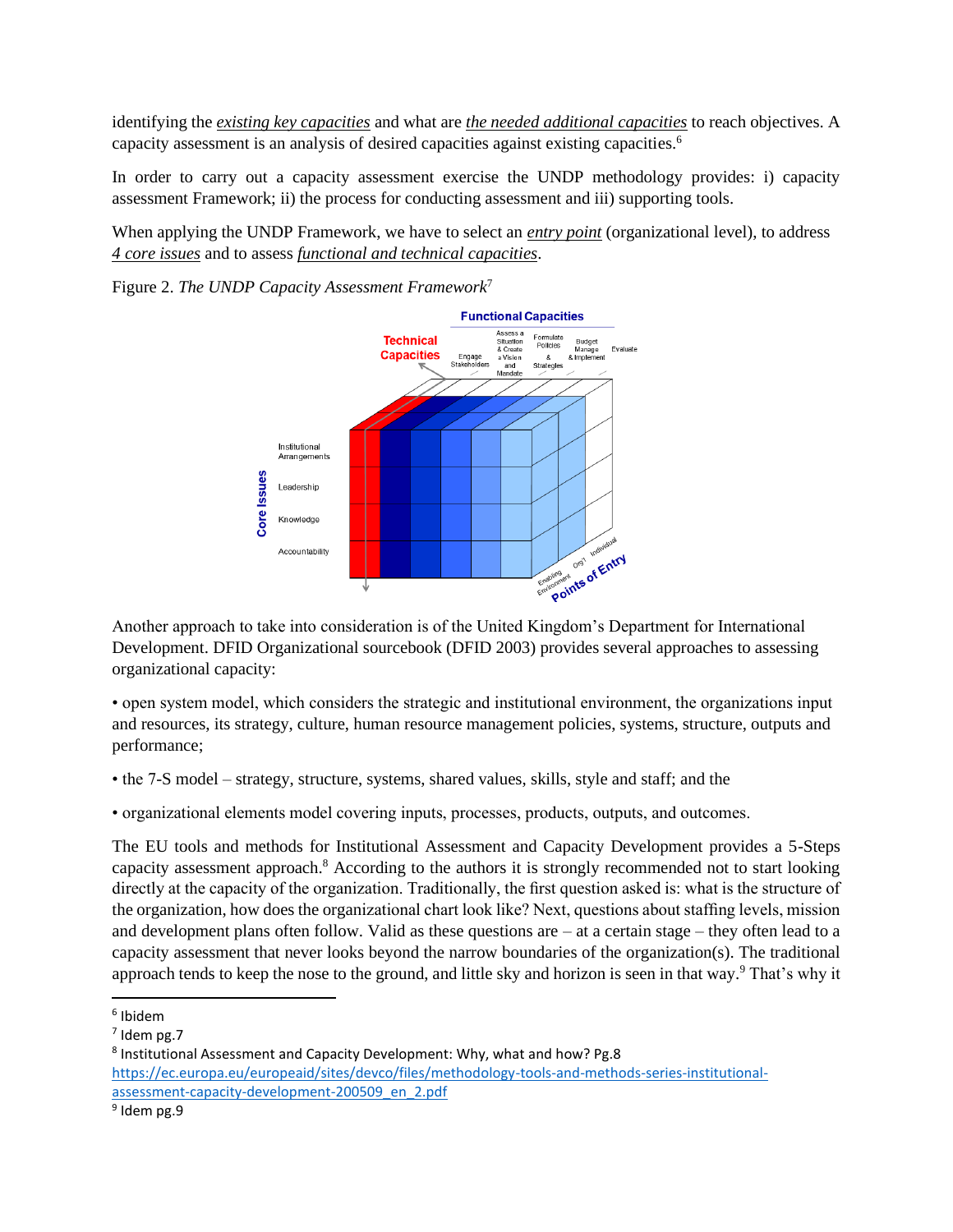identifying the *existing key capacities* and what are *the needed additional capacities* to reach objectives. A capacity assessment is an analysis of desired capacities against existing capacities.[6]

In order to carry out a capacity assessment exercise the UNDP methodology provides: i) capacity assessment Framework; ii) the process for conducting assessment and iii) supporting tools.

When applying the UNDP Framework, we have to select an *entry point* (organizational level), to address *4 core issues* and to assess *functional and technical capacities*.

Figure 2. *The UNDP Capacity Assessment Framework*[7]

Another approach to take into consideration is of the United Kingdom's Department for International Development. DFID Organizational sourcebook (DFID 2003) provides several approaches to assessing organizational capacity:

- open system model, which considers the strategic and institutional environment, the organizations input and resources, its strategy, culture, human resource management policies, systems, structure, outputs and performance;
- the 7-S model – strategy, structure, systems, shared values, skills, style and staff; and the
- organizational elements model covering inputs, processes, products, outputs, and outcomes.

The EU tools and methods for Institutional Assessment and Capacity Development provides a 5-Steps capacity assessment approach.[8] According to the authors it is strongly recommended not to start looking directly at the capacity of the organization. Traditionally, the first question asked is: what is the structure of the organization, how does the organizational chart look like? Next, questions about staffing levels, mission and development plans often follow. Valid as these questions are – at a certain stage – they often lead to a capacity assessment that never looks beyond the narrow boundaries of the organization(s). The traditional approach tends to keep the nose to the ground, and little sky and horizon is seen in that way.[9] That's why it

---

[6] Ibidem

[7] Idem pg.7

[8] Institutional Assessment and Capacity Development: Why, what and how? Pg.8 https://ec.europa.eu/europeaid/sites/devco/files/methodology-tools-and-methods-series-institutional-assessment-capacity-development-200509_en_2.pdf

[9] Idem pg.9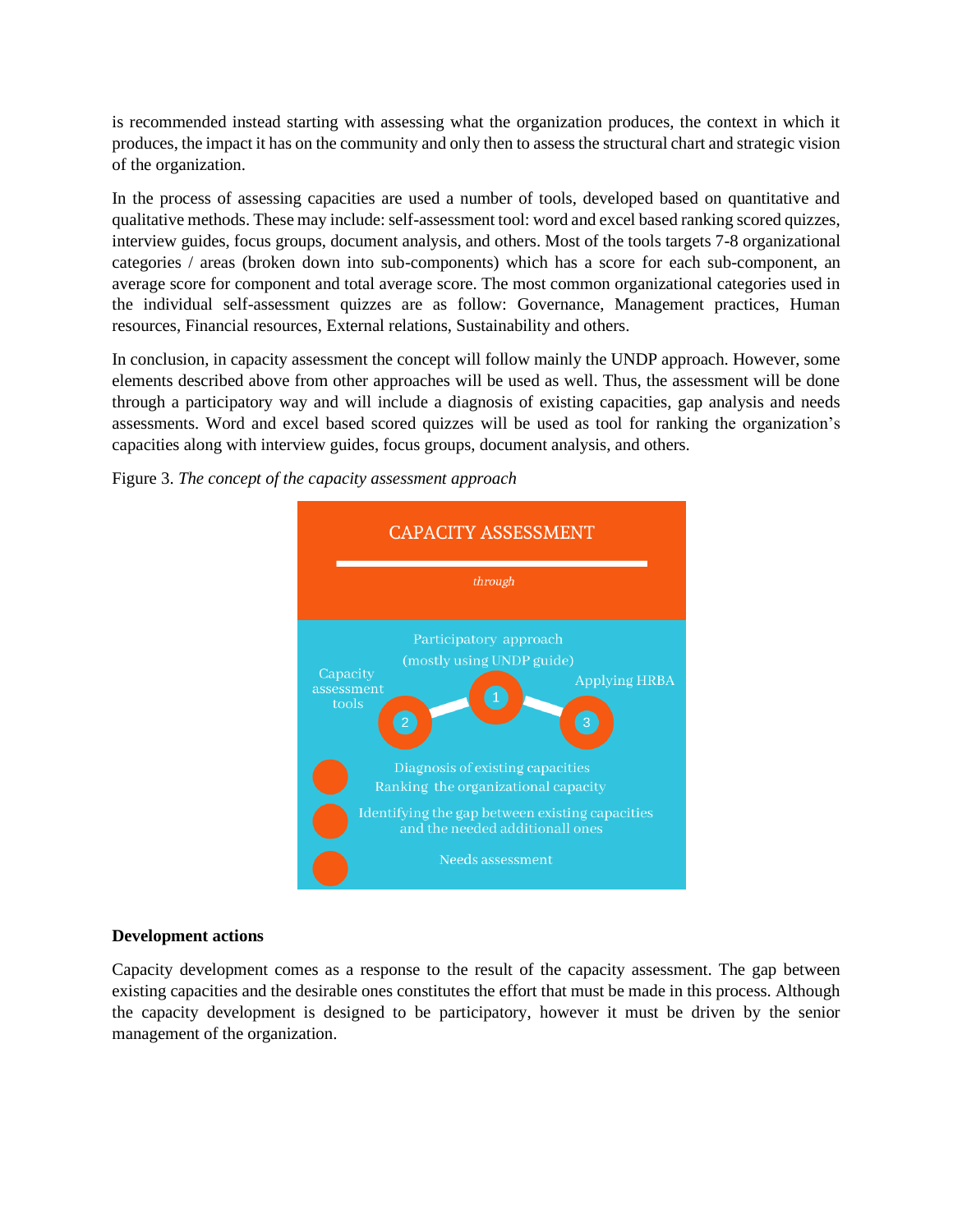is recommended instead starting with assessing what the organization produces, the context in which it produces, the impact it has on the community and only then to assess the structural chart and strategic vision of the organization.

In the process of assessing capacities are used a number of tools, developed based on quantitative and qualitative methods. These may include: self-assessment tool: word and excel based ranking scored quizzes, interview guides, focus groups, document analysis, and others. Most of the tools targets 7-8 organizational categories / areas (broken down into sub-components) which has a score for each sub-component, an average score for component and total average score. The most common organizational categories used in the individual self-assessment quizzes are as follow: Governance, Management practices, Human resources, Financial resources, External relations, Sustainability and others.

In conclusion, in capacity assessment the concept will follow mainly the UNDP approach. However, some elements described above from other approaches will be used as well. Thus, the assessment will be done through a participatory way and will include a diagnosis of existing capacities, gap analysis and needs assessments. Word and excel based scored quizzes will be used as tool for ranking the organization's capacities along with interview guides, focus groups, document analysis, and others.

Figure 3. *The concept of the capacity assessment approach*

CAPACITY ASSESSMENT

*through*

1. Participatory approach (mostly using UNDP guide)
2. Capacity assessment tools
3. Applying HRBA

- Diagnosis of existing capacities
  Ranking the organizational capacity
- Identifying the gap between existing capacities and the needed additionall ones
- Needs assessment

**Development actions**

Capacity development comes as a response to the result of the capacity assessment. The gap between existing capacities and the desirable ones constitutes the effort that must be made in this process. Although the capacity development is designed to be participatory, however it must be driven by the senior management of the organization.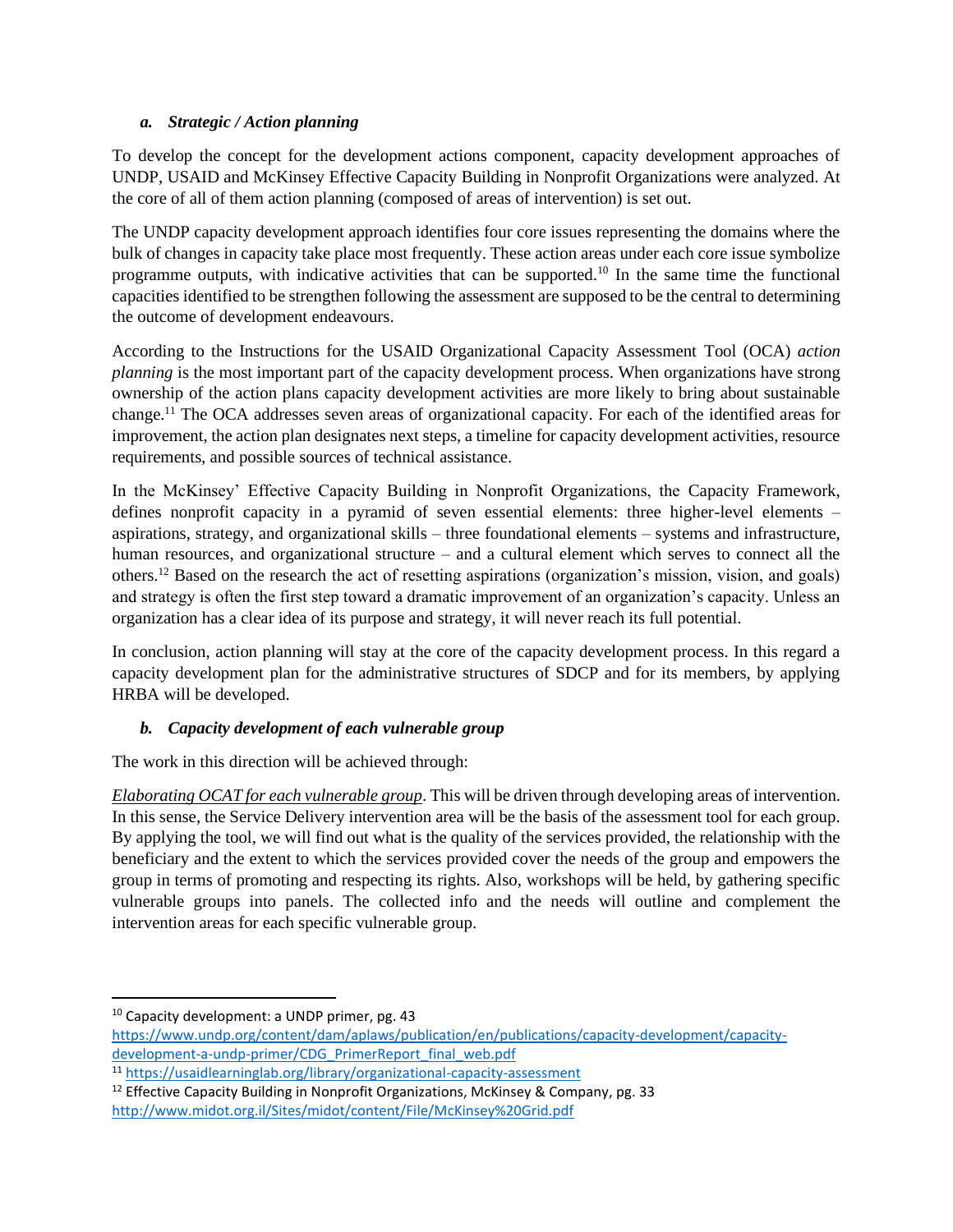### *a. Strategic / Action planning*

To develop the concept for the development actions component, capacity development approaches of UNDP, USAID and McKinsey Effective Capacity Building in Nonprofit Organizations were analyzed. At the core of all of them action planning (composed of areas of intervention) is set out.

The UNDP capacity development approach identifies four core issues representing the domains where the bulk of changes in capacity take place most frequently. These action areas under each core issue symbolize programme outputs, with indicative activities that can be supported.[10] In the same time the functional capacities identified to be strengthen following the assessment are supposed to be the central to determining the outcome of development endeavours.

According to the Instructions for the USAID Organizational Capacity Assessment Tool (OCA) *action planning* is the most important part of the capacity development process. When organizations have strong ownership of the action plans capacity development activities are more likely to bring about sustainable change.[11] The OCA addresses seven areas of organizational capacity. For each of the identified areas for improvement, the action plan designates next steps, a timeline for capacity development activities, resource requirements, and possible sources of technical assistance.

In the McKinsey' Effective Capacity Building in Nonprofit Organizations, the Capacity Framework, defines nonprofit capacity in a pyramid of seven essential elements: three higher-level elements – aspirations, strategy, and organizational skills – three foundational elements – systems and infrastructure, human resources, and organizational structure – and a cultural element which serves to connect all the others.[12] Based on the research the act of resetting aspirations (organization's mission, vision, and goals) and strategy is often the first step toward a dramatic improvement of an organization's capacity. Unless an organization has a clear idea of its purpose and strategy, it will never reach its full potential.

In conclusion, action planning will stay at the core of the capacity development process. In this regard a capacity development plan for the administrative structures of SDCP and for its members, by applying HRBA will be developed.

### *b. Capacity development of each vulnerable group*

The work in this direction will be achieved through:

*Elaborating OCAT for each vulnerable group*. This will be driven through developing areas of intervention. In this sense, the Service Delivery intervention area will be the basis of the assessment tool for each group. By applying the tool, we will find out what is the quality of the services provided, the relationship with the beneficiary and the extent to which the services provided cover the needs of the group and empowers the group in terms of promoting and respecting its rights. Also, workshops will be held, by gathering specific vulnerable groups into panels. The collected info and the needs will outline and complement the intervention areas for each specific vulnerable group.

---

[10] Capacity development: a UNDP primer, pg. 43 https://www.undp.org/content/dam/aplaws/publication/en/publications/capacity-development/capacity-development-a-undp-primer/CDG_PrimerReport_final_web.pdf

[11] https://usaidlearninglab.org/library/organizational-capacity-assessment

[12] Effective Capacity Building in Nonprofit Organizations, McKinsey & Company, pg. 33 http://www.midot.org.il/Sites/midot/content/File/McKinsey%20Grid.pdf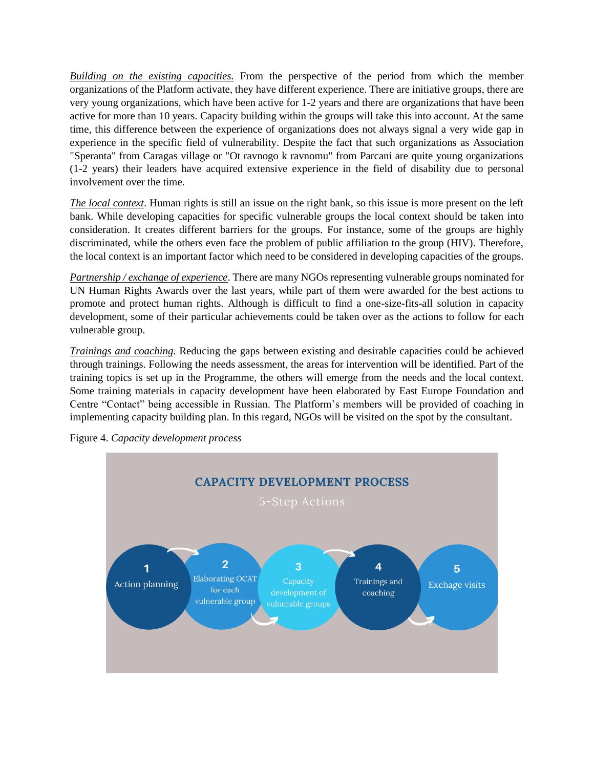***Building on the existing capacities.*** From the perspective of the period from which the member organizations of the Platform activate, they have different experience. There are initiative groups, there are very young organizations, which have been active for 1-2 years and there are organizations that have been active for more than 10 years. Capacity building within the groups will take this into account. At the same time, this difference between the experience of organizations does not always signal a very wide gap in experience in the specific field of vulnerability. Despite the fact that such organizations as Association "Speranta" from Caragas village or "Ot ravnogo k ravnomu" from Parcani are quite young organizations (1-2 years) their leaders have acquired extensive experience in the field of disability due to personal involvement over the time.

*The local context*. Human rights is still an issue on the right bank, so this issue is more present on the left bank. While developing capacities for specific vulnerable groups the local context should be taken into consideration. It creates different barriers for the groups. For instance, some of the groups are highly discriminated, while the others even face the problem of public affiliation to the group (HIV). Therefore, the local context is an important factor which need to be considered in developing capacities of the groups.

*Partnership / exchange of experience*. There are many NGOs representing vulnerable groups nominated for UN Human Rights Awards over the last years, while part of them were awarded for the best actions to promote and protect human rights. Although is difficult to find a one-size-fits-all solution in capacity development, some of their particular achievements could be taken over as the actions to follow for each vulnerable group.

*Trainings and coaching*. Reducing the gaps between existing and desirable capacities could be achieved through trainings. Following the needs assessment, the areas for intervention will be identified. Part of the training topics is set up in the Programme, the others will emerge from the needs and the local context. Some training materials in capacity development have been elaborated by East Europe Foundation and Centre "Contact" being accessible in Russian. The Platform's members will be provided of coaching in implementing capacity building plan. In this regard, NGOs will be visited on the spot by the consultant.

Figure 4. *Capacity development process*

CAPACITY DEVELOPMENT PROCESS

5-Step Actions

1 Action planning

2 Elaborating OCAT for each vulnerable group

3 Capacity development of vulnerable groups

4 Trainings and coaching

5 Exchage visits